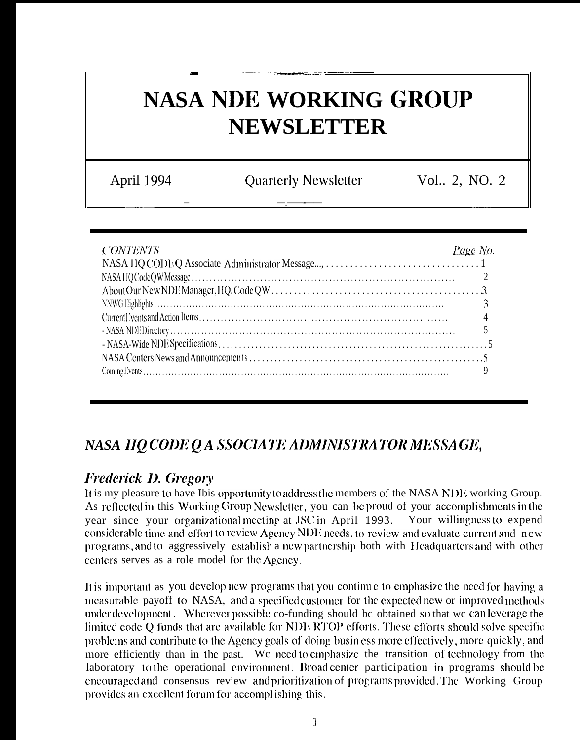# NASA NDE WORKING GROUP NEWSLETTER

April 1994 | Quarterly Newsletter | Vol.. 2, NO. 2

| *CONTENTS* | *Page No.* |
|---|---|
| NASA HQ CODE Q Associate Administrator Message... | 1 |
| NASA HQ Code QW Message | 2 |
| About Our New NDE Manager, HQ, Code QW | 3 |
| NNWG Highlights | 3 |
| Current Events and Action Items | 4 |
| - NASA NDE Directory | 5 |
| - NASA-Wide NDE Specifications | 5 |
| NASA Centers News and Announcements | 5 |
| Coming Events | 9 |

## *NASA HQ CODE Q ASSOCIATE ADMINISTRATOR MESSAGE,*

### *Frederick D. Gregory*

It is my pleasure to have Ibis opportunity to address the members of the NASA NDE working Group. As reflected in this Working Group Newsletter, you can be proud of your accomplishments in the year since your organizational meeting at JSC in April 1993. Your willingness to expend considerable time and effort to review Agency NDE needs, to review and evaluate current and new programs, and to aggressively establish a new partnership both with Headquarters and with other centers serves as a role model for the Agency.

It is important as you develop new programs that you continue to emphasize the need for having a measurable payoff to NASA, and a specified customer for the expected new or improved methods under development. Wherever possible co-funding should be obtained so that we can leverage the limited code Q funds that are available for NDE RTOP efforts. These efforts should solve specific problems and contribute to the Agency goals of doing business more effectively, more quickly, and more efficiently than in the past. We need to emphasize the transition of technology from the laboratory to the operational environment. Broad center participation in programs should be encouraged and consensus review and prioritization of programs provided. The Working Group provides an excellent forum for accomplishing this.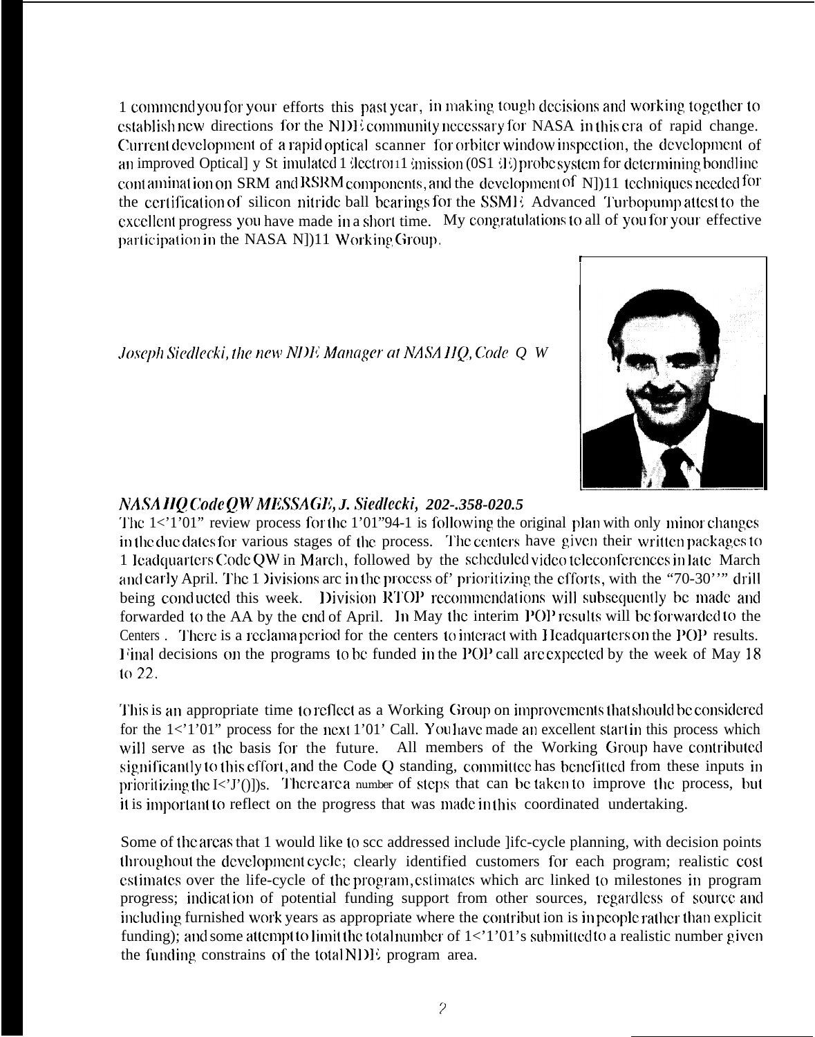I commend you for your efforts this past year, in making tough decisions and working together to establish new directions for the NDE community necessary for NASA in this era of rapid change. Current development of a rapid optical scanner for orbiter window inspection, the development of an improved Optically Stimulated Electron Emission (OSEE) probe system for determining bondline contamination on SRM and RSRM components, and the development of NDE techniques needed for the certification of silicon nitride ball bearings for the SSME Advanced Turbopump attest to the excellent progress you have made in a short time. My congratulations to all of you for your effective participation in the NASA NDE Working Group.

*Joseph Siedlecki, the new NDE Manager at NASA HQ, Code QW*

### *NASA HQ Code QW MESSAGE, J. Siedlecki, 202-358-0205*

The RTOP review process for the TOP 94-1 is following the original plan with only minor changes in the due dates for various stages of the process. The centers have given their written packages to Headquarters Code QW in March, followed by the scheduled video teleconferences in late March and early April. The Divisions are in the process of prioritizing the efforts, with the "70-30" drill being conducted this week. Division RTOP recommendations will subsequently be made and forwarded to the AA by the end of April. In May the interim POP results will be forwarded to the Centers. There is a reclama period for the centers to interact with Headquarters on the POP results. Final decisions on the programs to be funded in the POP call are expected by the week of May 18 to 22.

This is an appropriate time to reflect as a Working Group on improvements that should be considered for the RTOP process for the next POP Call. You have made an excellent start in this process which will serve as the basis for the future. All members of the Working Group have contributed significantly to this effort, and the Code Q standing committee has benefitted from these inputs in prioritizing the RTOPs. There are a number of steps that can be taken to improve the process, but it is important to reflect on the progress that was made in this coordinated undertaking.

Some of the areas that I would like to see addressed include life-cycle planning, with decision points throughout the development cycle; clearly identified customers for each program; realistic cost estimates over the life-cycle of the program, estimates which are linked to milestones in program progress; indication of potential funding support from other sources, regardless of source and including furnished work years as appropriate where the contribution is in people rather than explicit funding); and some attempt to limit the total number of RTOP's submitted to a realistic number given the funding constrains of the total NDE program area.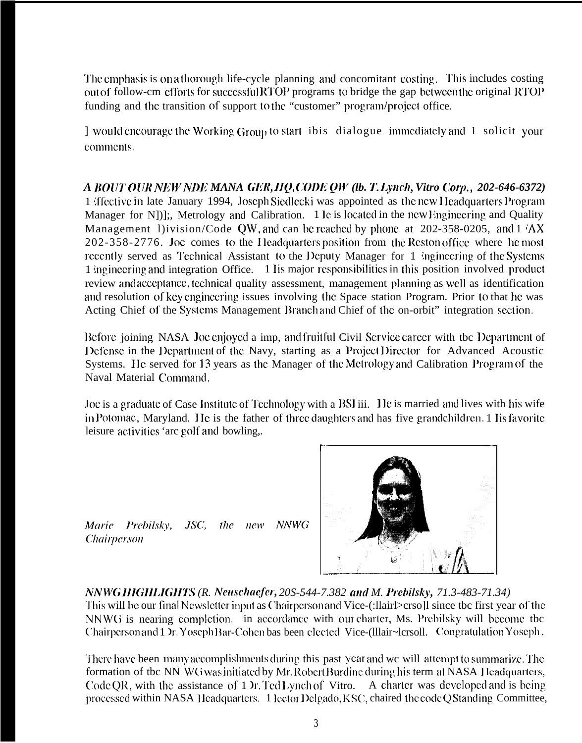The emphasis is on a thorough life-cycle planning and concomitant costing. This includes costing out of follow-on efforts for successful RTOP programs to bridge the gap between the original RTOP funding and the transition of support to the "customer" program/project office.

I would encourage the Working Group to start this dialogue immediately and I solicit your comments.

***ABOUT OUR NEW NDE MANAGER, HQ, CODE QW (Ib. T. Lynch, Vitro Corp., 202-646-6372)***

Effective in late January 1994, Joseph Siedlecki was appointed as the new Headquarters Program Manager for NDE, Metrology and Calibration. He is located in the new Engineering and Quality Management Division/Code QW, and can be reached by phone at 202-358-0205, and FAX 202-358-2776. Joe comes to the Headquarters position from the Reston office where he most recently served as Technical Assistant to the Deputy Manager for Engineering of the Systems Engineering and integration Office. His major responsibilities in this position involved product review and acceptance, technical quality assessment, management planning as well as identification and resolution of key engineering issues involving the Space station Program. Prior to that he was Acting Chief of the Systems Management Branch and Chief of the on-orbit" integration section.

Before joining NASA Joe enjoyed a imp, and fruitful Civil Service career with the Department of Defense in the Department of the Navy, starting as a Project Director for Advanced Acoustic Systems. He served for 13 years as the Manager of the Metrology and Calibration Program of the Naval Material Command.

Joe is a graduate of Case Institute of Technology with a BSIiii. He is married and lives with his wife in Potomac, Maryland. He is the father of three daughters and has five grandchildren. His favorite leisure activities 'are golf and bowling,.

*Marie Prebilsky, JSC, the new NNWG Chairperson*

***NNWG HIGHLIGHTS (R. Neuschaefer, 205-544-7.382 and M. Prebilsky, 71.3-483-71.34)***

This will be our final Newsletter input as Chairperson and Vice-Chairperson since the first year of the NNWG is nearing completion. in accordance with our charter, Ms. Prebilsky will become the Chairperson and Dr. Yoseph Bar-Cohen has been elected Vice-Chairperson. Congratulation Yoseph.

There have been many accomplishments during this past year and we will attempt to summarize. The formation of the NN WG was initiated by Mr. Robert Burdine during his term at NASA Headquarters, Code QR, with the assistance of Dr. Ted Lynch of Vitro. A charter was developed and is being processed within NASA Headquarters. Hector Delgado, KSC, chaired the code Q Standing Committee,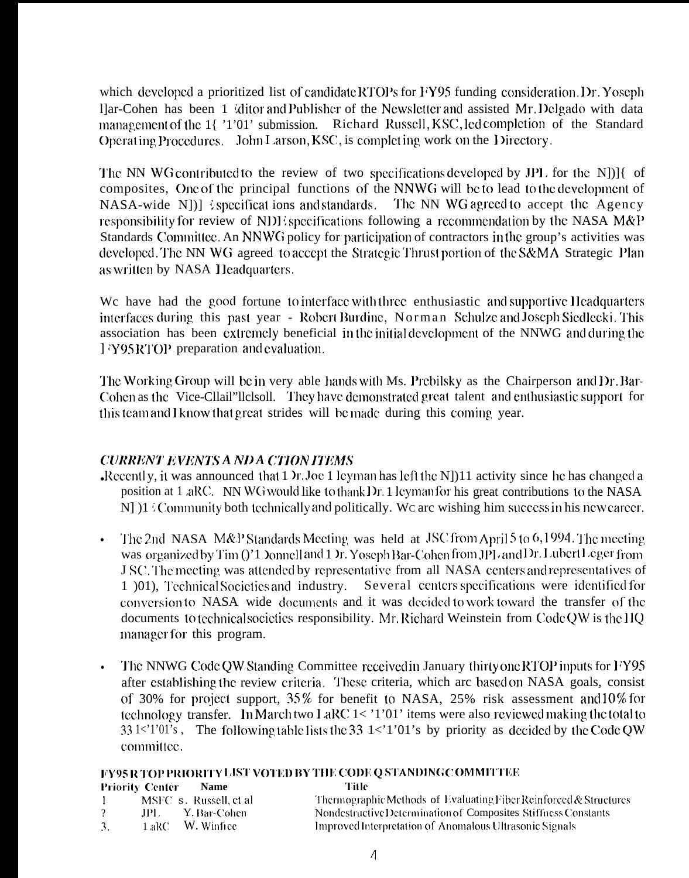which developed a prioritized list of candidate RTOPs for FY95 funding consideration. Dr. Yoseph Bar-Cohen has been Editor and Publisher of the Newsletter and assisted Mr. Delgado with data management of the RTOP submission. Richard Russell, KSC, led completion of the Standard Operating Procedures. John Larson, KSC, is completing work on the Directory.

The NN WG contributed to the review of two specifications developed by JPL for the NDE of composites. One of the principal functions of the NNWG will be to lead to the development of NASA-wide NDE specifications and standards. The NN WG agreed to accept the Agency responsibility for review of NDE specifications following a recommendation by the NASA M&P Standards Committee. An NNWG policy for participation of contractors in the group's activities was developed. The NN WG agreed to accept the Strategic Thrust portion of the S&MA Strategic Plan as written by NASA Headquarters.

We have had the good fortune to interface with three enthusiastic and supportive Headquarters interfaces during this past year - Robert Burdine, Norman Schulze and Joseph Siedlecki. This association has been extremely beneficial in the initial development of the NNWG and during the FY95 RTOP preparation and evaluation.

The Working Group will be in very able hands with Ms. Prebilsky as the Chairperson and Dr. Bar-Cohen as the Vice-Chairperson. They have demonstrated great talent and enthusiastic support for this team and I know that great strides will be made during this coming year.

### *CURRENT EVENTS AND ACTION ITEMS*

- Recently, it was announced that Dr. Joe Heyman has left the NDE activity since he has changed a position at LaRC. NN WG would like to thank Dr. Heyman for his great contributions to the NASA NDE Community both technically and politically. We are wishing him success in his new career.

- The 2nd NASA M&P Standards Meeting was held at JSC from April 5 to 6, 1994. The meeting was organized by Tim O'Donnell and Dr. Yoseph Bar-Cohen from JPL and Dr. Lubert Leger from JSC. The meeting was attended by representative from all NASA centers and representatives of DOD, Technical Societies and industry. Several centers specifications were identified for conversion to NASA wide documents and it was decided to work toward the transfer of the documents to technical societies responsibility. Mr. Richard Weinstein from Code QW is the HQ manager for this program.

- The NNWG Code QW Standing Committee received in January thirty one RTOP inputs for FY95 after establishing the review criteria. These criteria, which are based on NASA goals, consist of 30% for project support, 35% for benefit to NASA, 25% risk assessment and 10% for technology transfer. In March two LaRC RTOP items were also reviewed making the total to 33 RTOP's. The following table lists the 33 RTOP's by priority as decided by the Code QW committee.

**FY95 RTOP PRIORITY LIST VOTED BY THE CODE Q STANDING COMMITTEE**

| Priority | Center | Name | Title |
|---|---|---|---|
| 1 | MSFC | S. Russell, et al | Thermographic Methods of Evaluating Fiber Reinforced & Structures |
| 2 | JPL | Y. Bar-Cohen | Nondestructive Determination of Composites Stiffness Constants |
| 3. | LaRC | W. Winfree | Improved Interpretation of Anomalous Ultrasonic Signals |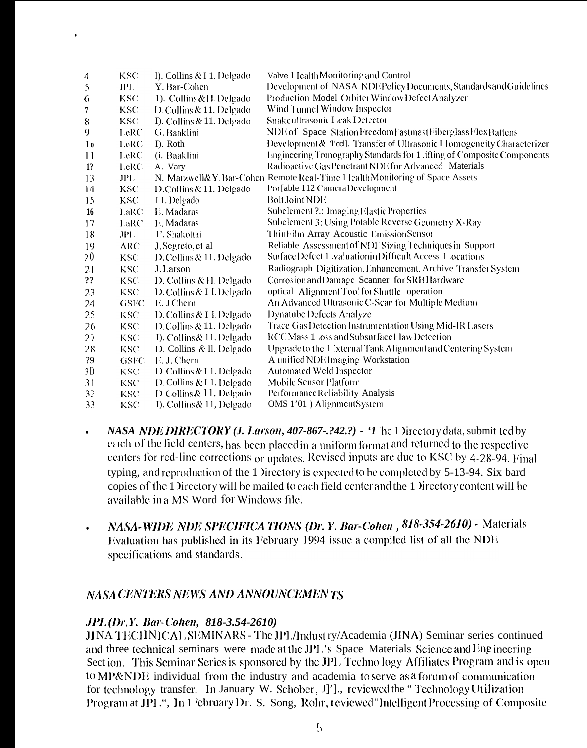| | | | |
|---|---|---|---|
| 4 | KSC | D. Collins & H. Delgado | Valve Health Monitoring and Control |
| 5 | JPL | Y. Bar-Cohen | Development of NASA NDE Policy Documents, Standards and Guidelines |
| 6 | KSC | D. Collins & H. Delgado | Production Model Orbiter Window Defect Analyzer |
| 7 | KSC | D. Collins & H. Delgado | Wind Tunnel Window Inspector |
| 8 | KSC | D. Collins & H. Delgado | Snake ultrasonic Leak Detector |
| 9 | LeRC | G. Baaklini | NDE of Space Station Freedom Fastmast Fiberglass Flex Battens |
| 10 | LeRC | D. Roth | Development & Tech. Transfer of Ultrasonic Homogeneity Characterizer |
| 11 | LeRC | G. Baaklini | Engineering Tomography Standards for Lifting of Composite Components |
| 12 | LeRC | A. Vary | Radioactive Gas Penetrant NDE for Advanced Materials |
| 13 | JPL | N. Marzwell & Y. Bar-Cohen | Remote Real-Time Health Monitoring of Space Assets |
| 14 | KSC | D. Collins & H. Delgado | Portable 112 Camera Development |
| 15 | KSC | H. Delgado | Bolt Joint NDE |
| 16 | LaRC | E. Madaras | Subelement 2: Imaging Elastic Properties |
| 17 | LaRC | E. Madaras | Subelement 3: Using Potable Reverse Geometry X-Ray |
| 18 | JPL | P. Shakottai | Thin Film Array Acoustic Emission Sensor |
| 19 | ARC | J. Segreto, et al | Reliable Assessment of NDE Sizing Techniques in Support |
| 20 | KSC | D. Collins & H. Delgado | Surface Defect Evaluation in Difficult Access Locations |
| 21 | KSC | J. Larson | Radiograph Digitization, Enhancement, Archive Transfer System |
| 22 | KSC | D. Collins & H. Delgado | Corrosion and Damage Scanner for SRB Hardware |
| 23 | KSC | D. Collins & H. Delgado | optical Alignment Tool for Shuttle operation |
| 24 | GSFC | E. J Chern | An Advanced Ultrasonic C-Scan for Multiple Medium |
| 25 | KSC | D. Collins & H. Delgado | Dynatube Defects Analyze |
| 26 | KSC | D. Collins & H. Delgado | Trace Gas Detection Instrumentation Using Mid-IR Lasers |
| 27 | KSC | D. Collins & H. Delgado | RCC Mass Loss and Subsurface Flaw Detection |
| 28 | KSC | D. Collins & H. Delgado | Upgrade to the External Tank Alignment and Centering System |
| 29 | GSFC | E. J. Chern | A unified NDE Imaging Workstation |
| 30 | KSC | D. Collins & H. Delgado | Automated Weld Inspector |
| 31 | KSC | D. Collins & H. Delgado | Mobile Sensor Platform |
| 32 | KSC | D. Collins & H. Delgado | Performance Reliability Analysis |
| 33 | KSC | D. Collins & H. Delgado | OMS POD Alignment System |

- ***NASA NDE DIRECTORY (J. Larson, 407-867-2422)*** - The Directory data, submitted by each of the field centers, has been placed in a uniform format and returned to the respective centers for red-line corrections or updates. Revised inputs are due to KSC by 4-28-94. Final typing, and reproduction of the Directory is expected to be completed by 5-13-94. Six hard copies of the Directory will be mailed to each field center and the Directory content will be available in a MS Word for Windows file.

- ***NASA-WIDE NDE SPECIFICATIONS (Dr. Y. Bar-Cohen, 818-354-2610)*** - Materials Evaluation has published in its February 1994 issue a compiled list of all the NDE specifications and standards.

## *NASA CENTERS NEWS AND ANNOUNCEMENTS*

### *JPL (Dr. Y. Bar-Cohen, 818-354-2610)*

JINA TECHNICAL SEMINARS - The JPL/Industry/Academia (JINA) Seminar series continued and three technical seminars were made at the JPL's Space Materials Science and Engineering Section. This Seminar Series is sponsored by the JPL Technology Affiliates Program and is open to MP&NDE individual from the industry and academia to serve as a forum of communication for technology transfer. In January W. Schober, JPL, reviewed the "Technology Utilization Program at JPL.", In February Dr. S. Song, Rohr, reviewed "Intelligent Processing of Composite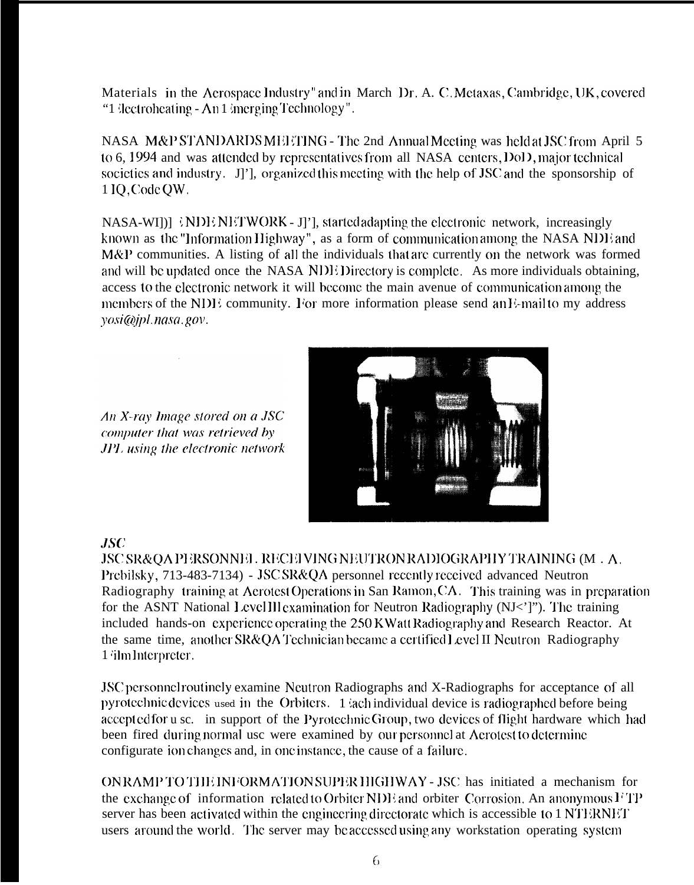Materials in the Aerospace Industry" and in March Dr. A. C. Metaxas, Cambridge, UK, covered "Electroheating - An Emerging Technology".

NASA M&P STANDARDS MEETING - The 2nd Annual Meeting was held at JSC from April 5 to 6, 1994 and was attended by representatives from all NASA centers, DoD, major technical societies and industry. JPL organized this meeting with the help of JSC and the sponsorship of HQ, Code QW.

NASA-WIDE NDE NETWORK - JPL started adapting the electronic network, increasingly known as the "Information Highway", as a form of communication among the NASA NDE and M&P communities. A listing of all the individuals that are currently on the network was formed and will be updated once the NASA NDE Directory is complete. As more individuals obtaining, access to the electronic network it will become the main avenue of communication among the members of the NDE community. For more information please send an E-mail to my address *yosi@jpl.nasa.gov*.

*An X-ray Image stored on a JSC computer that was retrieved by JPL using the electronic network*

***JSC***

JSC SR&QA PERSONNEL RECEIVING NEUTRON RADIOGRAPHY TRAINING (M. A. Prebilsky, 713-483-7134) - JSC SR&QA personnel recently received advanced Neutron Radiography training at Aerotest Operations in San Ramon, CA. This training was in preparation for the ASNT National Level III examination for Neutron Radiography (NRT). The training included hands-on experience operating the 250 KWatt Radiography and Research Reactor. At the same time, another SR&QA Technician became a certified Level II Neutron Radiography Film Interpreter.

JSC personnel routinely examine Neutron Radiographs and X-Radiographs for acceptance of all pyrotechnic devices used in the Orbiters. Each individual device is radiographed before being accepted for use. in support of the Pyrotechnic Group, two devices of flight hardware which had been fired during normal use were examined by our personnel at Aerotest to determine configurate ion changes and, in one instance, the cause of a failure.

ONRAMP TO THE INFORMATION SUPER HIGHWAY - JSC has initiated a mechanism for the exchange of information related to Orbiter NDE and orbiter Corrosion. An anonymous FTP server has been activated within the engineering directorate which is accessible to INTERNET users around the world. The server may be accessed using any workstation operating system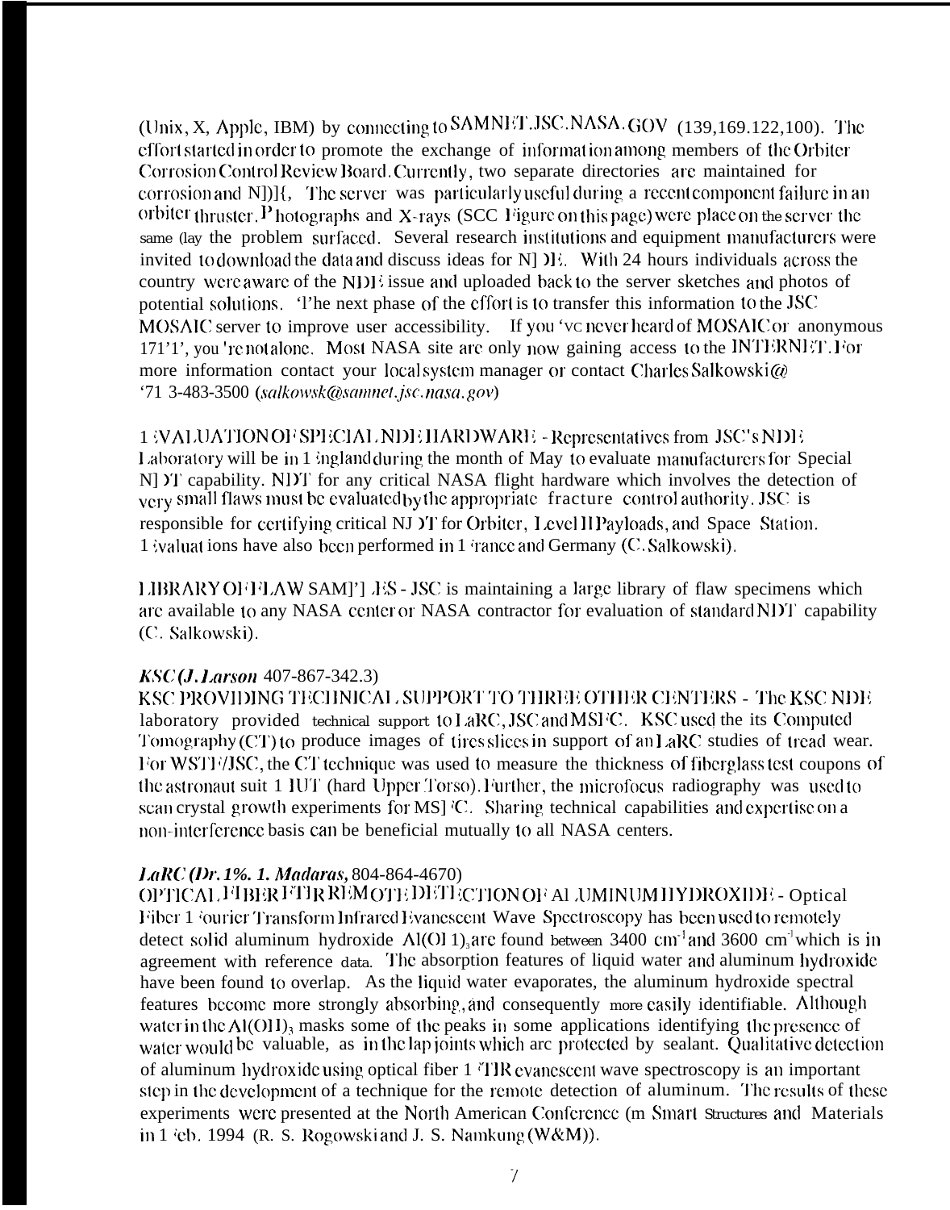(Unix, X, Apple, IBM) by connecting to SAMNET.JSC.NASA.GOV (139,169.122,100). The effort started in order to promote the exchange of information among members of the Orbiter Corrosion Control Review Board. Currently, two separate directories are maintained for corrosion and NDE. The server was particularly useful during a recent component failure in an orbiter thruster. Photographs and X-rays (SCC Figure on this page) were place on the server the same day the problem surfaced. Several research institutions and equipment manufacturers were invited to download the data and discuss ideas for NDE. With 24 hours individuals across the country were aware of the NDE issue and uploaded back to the server sketches and photos of potential solutions. The next phase of the effort is to transfer this information to the JSC MOSAIC server to improve user accessibility. If you've never heard of MOSAIC or anonymous FTP, you're not alone. Most NASA site are only now gaining access to the INTERNET. For more information contact your local system manager or contact Charles Salkowski@ 713-483-3500 (*salkowsk@samnet.jsc.nasa.gov*)

EVALUATION OF SPECIAL NDE HARDWARE - Representatives from JSC's NDE Laboratory will be in England during the month of May to evaluate manufacturers for Special NDT capability. NDT for any critical NASA flight hardware which involves the detection of very small flaws must be evaluated by the appropriate fracture control authority. JSC is responsible for certifying critical NDT for Orbiter, Level II Payloads, and Space Station. Evaluations have also been performed in France and Germany (C. Salkowski).

LIBRARY OF FLAW SAMPLES - JSC is maintaining a large library of flaw specimens which are available to any NASA center or NASA contractor for evaluation of standard NDT capability (C. Salkowski).

***KSC (J. Larson*** 407-867-342.3)

KSC PROVIDING TECHNICAL SUPPORT TO THREE OTHER CENTERS - The KSC NDE laboratory provided technical support to LaRC, JSC and MSFC. KSC used the its Computed Tomography (CT) to produce images of tires slices in support of an LaRC studies of tread wear. For WSTF/JSC, the CT technique was used to measure the thickness of fiberglass test coupons of the astronaut suit HUT (hard Upper Torso). Further, the microfocus radiography was used to scan crystal growth experiments for MSFC. Sharing technical capabilities and expertise on a non-interference basis can be beneficial mutually to all NASA centers.

***LaRC (Dr. E. I. Madaras,*** 804-864-4670)

OPTICAL FIBER FTIR REMOTE DETECTION OF ALUMINUM HYDROXIDE - Optical Fiber Fourier Transform Infrared Evanescent Wave Spectroscopy has been used to remotely detect solid aluminum hydroxide $Al(OH)_3$ are found between 3400 $cm^{-1}$ and 3600 $cm^{-1}$ which is in agreement with reference data. The absorption features of liquid water and aluminum hydroxide have been found to overlap. As the liquid water evaporates, the aluminum hydroxide spectral features become more strongly absorbing, and consequently more easily identifiable. Although water in the $Al(OH)_3$ masks some of the peaks in some applications identifying the presence of water would be valuable, as in the lap joints which are protected by sealant. Qualitative detection of aluminum hydroxide using optical fiber FTIR evanescent wave spectroscopy is an important step in the development of a technique for the remote detection of aluminum. The results of these experiments were presented at the North American Conference on Smart Structures and Materials in Feb. 1994 (R. S. Rogowski and J. S. Namkung (W&M)).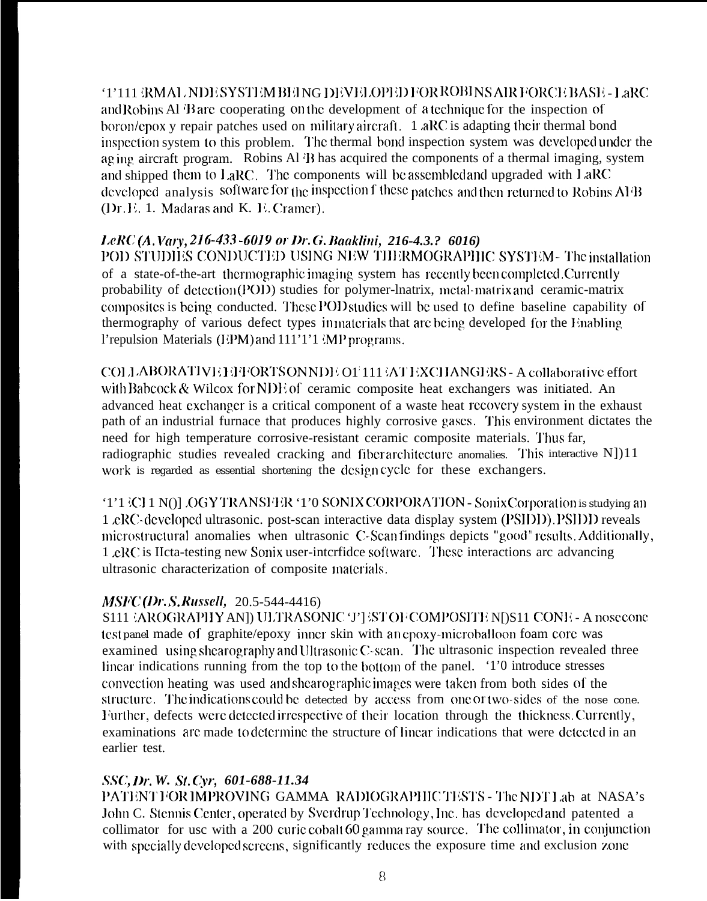THERMAL NDE SYSTEM BEING DEVELOPED FOR ROBINS AIR FORCE BASE - LaRC and Robins AFB are cooperating on the development of a technique for the inspection of boron/epoxy repair patches used on military aircraft. LaRC is adapting their thermal bond inspection system to this problem. The thermal bond inspection system was developed under the aging aircraft program. Robins AFB has acquired the components of a thermal imaging, system and shipped them to LaRC. The components will be assembled and upgraded with LaRC developed analysis software for the inspection f these patches and then returned to Robins AFB (Dr. E. 1. Madaras and K. E. Cramer).

***LeRC (A. Vary, 216-433-6019 or Dr. G. Baaklini, 216-4.3.? 6016)***

POD STUDIES CONDUCTED USING NEW THERMOGRAPHIC SYSTEM - The installation of a state-of-the-art thermographic imaging system has recently been completed. Currently probability of detection (POD) studies for polymer-matrix, metal-matrix and ceramic-matrix composites is being conducted. These POD studies will be used to define baseline capability of thermography of various defect types in materials that are being developed for the Enabling Propulsion Materials (EPM) and HITEMP programs.

COLLABORATIVE EFFORTS ON NDE OF HEAT EXCHANGERS - A collaborative effort with Babcock & Wilcox for NDE of ceramic composite heat exchangers was initiated. An advanced heat exchanger is a critical component of a waste heat recovery system in the exhaust path of an industrial furnace that produces highly corrosive gases. This environment dictates the need for high temperature corrosive-resistant ceramic composite materials. Thus far, radiographic studies revealed cracking and fiber architecture anomalies. This interactive NDE work is regarded as essential shortening the design cycle for these exchangers.

TECHNOLOGY TRANSFER TO SONIX CORPORATION - Sonix Corporation is studying an LeRC-developed ultrasonic. post-scan interactive data display system (PSIDD). PSIDD reveals microstructural anomalies when ultrasonic C-Scan findings depicts "good" results. Additionally, LeRC is beta-testing new Sonix user-interface software. These interactions are advancing ultrasonic characterization of composite materials.

***MSFC (Dr. S. Russell, 205-544-4416)***

SHEAROGRAPHY AND ULTRASONIC TEST OF COMPOSITE NOSE CONE - A nose cone test panel made of graphite/epoxy inner skin with an epoxy-microballoon foam core was examined using shearography and Ultrasonic C-scan. The ultrasonic inspection revealed three linear indications running from the top to the bottom of the panel. To introduce stresses convection heating was used and shearographic images were taken from both sides of the structure. The indications could be detected by access from one or two-sides of the nose cone. Further, defects were detected irrespective of their location through the thickness. Currently, examinations are made to determine the structure of linear indications that were detected in an earlier test.

***SSC, Dr. W. St. Cyr, 601-688-11.34***

PATENT FOR IMPROVING GAMMA RADIOGRAPHIC TESTS - The NDT Lab at NASA's John C. Stennis Center, operated by Sverdrup Technology, Inc. has developed and patented a collimator for use with a 200 curie cobalt 60 gamma ray source. The collimator, in conjunction with specially developed screens, significantly reduces the exposure time and exclusion zone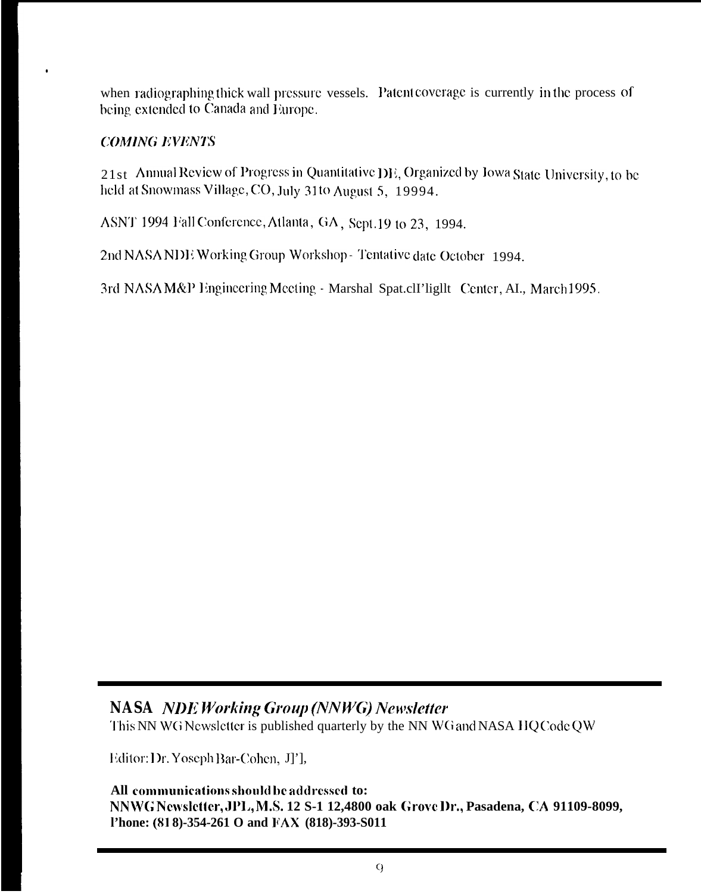when radiographing thick wall pressure vessels. Patent coverage is currently in the process of being extended to Canada and Europe.

## *COMING EVENTS*

21st Annual Review of Progress in Quantitative DE, Organized by Iowa State University, to be held at Snowmass Village, CO, July 31 to August 5, 19994.

ASNT 1994 Fall Conference, Atlanta, GA, Sept.19 to 23, 1994.

2nd NASA NDE Working Group Workshop - Tentative date October 1994.

3rd NASA M&P Engineering Meeting - Marshal Spat.cll'ligllt Center, AL, March 1995.

---

## NASA *NDE Working Group (NNWG) Newsletter*

This NN WG Newsletter is published quarterly by the NN WG and NASA HQ Code QW

Editor: Dr. Yoseph Bar-Cohen, JPL,

**All communications should be addressed to:**
**NNWG Newsletter, JPL, M.S. 12 S-1 12,4800 oak Grove Dr., Pasadena, CA 91109-8099, Phone: (81 8)-354-261 O and FAX (818)-393-S011**